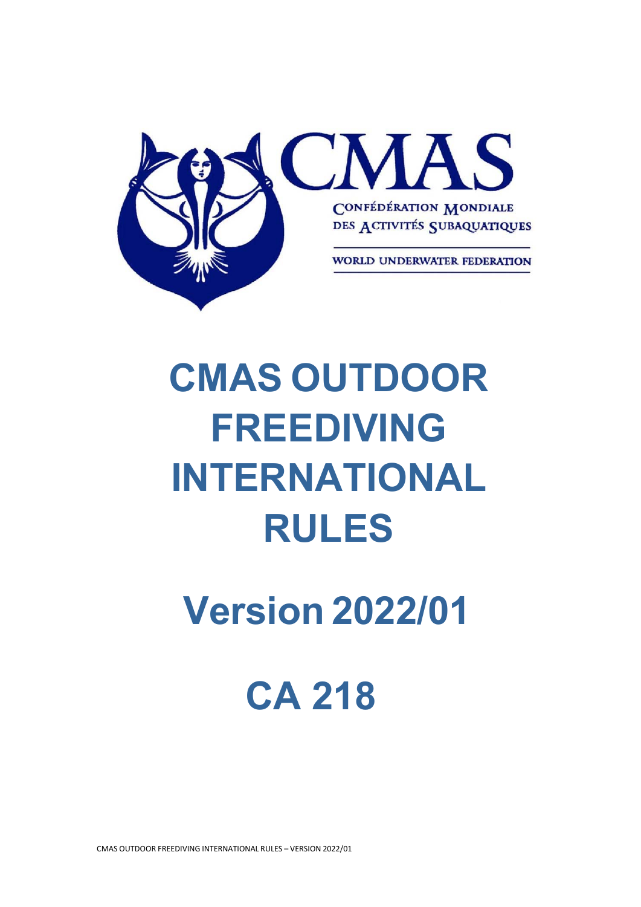CMAS

CONFÉDÉRATION MONDIALE DES ACTIVITÉS SUBAQUATIQUES

WORLD UNDERWATER FEDERATION

# CMAS OUTDOOR FREEDIVING INTERNATIONAL RULES

# Version 2022/01

# CA 218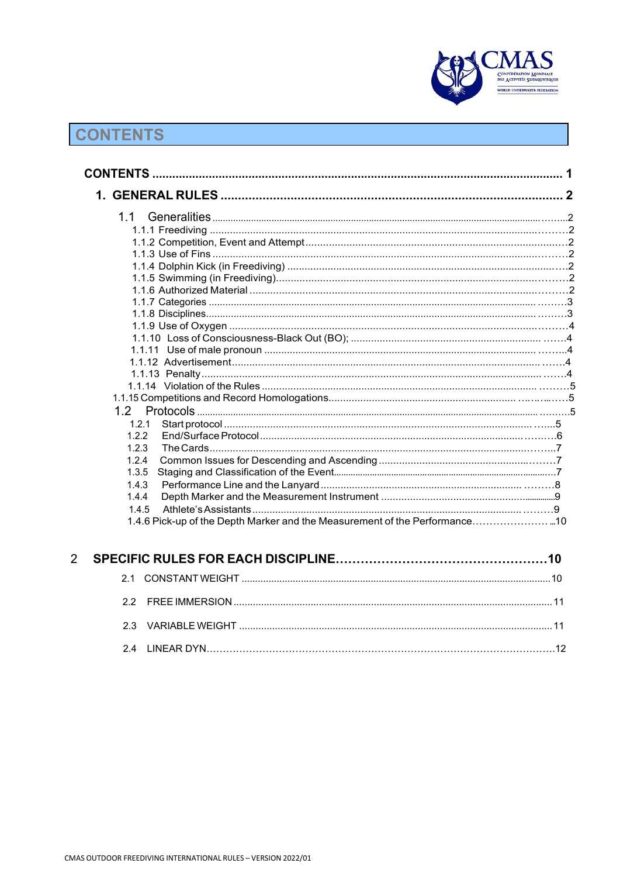# CONTENTS

**CONTENTS** ........................................................................................................... **1**

**1. GENERAL RULES** ................................................................................................. **2**

1.1 Generalities ........................................................................................................ 2
- 1.1.1 Freediving ......................................................................................................... 2
- 1.1.2 Competition, Event and Attempt ........................................................................ 2
- 1.1.3 Use of Fins ........................................................................................................ 2
- 1.1.4 Dolphin Kick (in Freediving) ............................................................................... 2
- 1.1.5 Swimming (in Freediving) ................................................................................... 2
- 1.1.6 Authorized Material ............................................................................................ 2
- 1.1.7 Categories ......................................................................................................... 3
- 1.1.8 Disciplines ......................................................................................................... 3
- 1.1.9 Use of Oxygen ................................................................................................... 4
- 1.1.10 Loss of Consciousness-Black Out (BO); ............................................................ 4
- 1.1.11 Use of male pronoun ......................................................................................... 4
- 1.1.12 Advertisement .................................................................................................. 4
- 1.1.13 Penalty ............................................................................................................. 4
- 1.1.14 Violation of the Rules ........................................................................................ 5
- 1.1.15 Competitions and Record Homologations .......................................................... 5

1.2 Protocols ............................................................................................................... 5
- 1.2.1 Start protocol ..................................................................................................... 5
- 1.2.2 End/Surface Protocol ......................................................................................... 6
- 1.2.3 The Cards .......................................................................................................... 7
- 1.2.4 Common Issues for Descending and Ascending ................................................... 7
- 1.3.5 Staging and Classification of the Event ............................................................... 7
- 1.4.3 Performance Line and the Lanyard ...................................................................... 8
- 1.4.4 Depth Marker and the Measurement Instrument .................................................. 9
- 1.4.5 Athlete's Assistants ............................................................................................ 9
- 1.4.6 Pick-up of the Depth Marker and the Measurement of the Performance ................ 10

**2 SPECIFIC RULES FOR EACH DISCIPLINE** ............................................................. **10**

- 2.1 CONSTANT WEIGHT ............................................................................................ 10
- 2.2 FREE IMMERSION ............................................................................................... 11
- 2.3 VARIABLE WEIGHT .............................................................................................. 11
- 2.4 LINEAR DYN ........................................................................................................ 12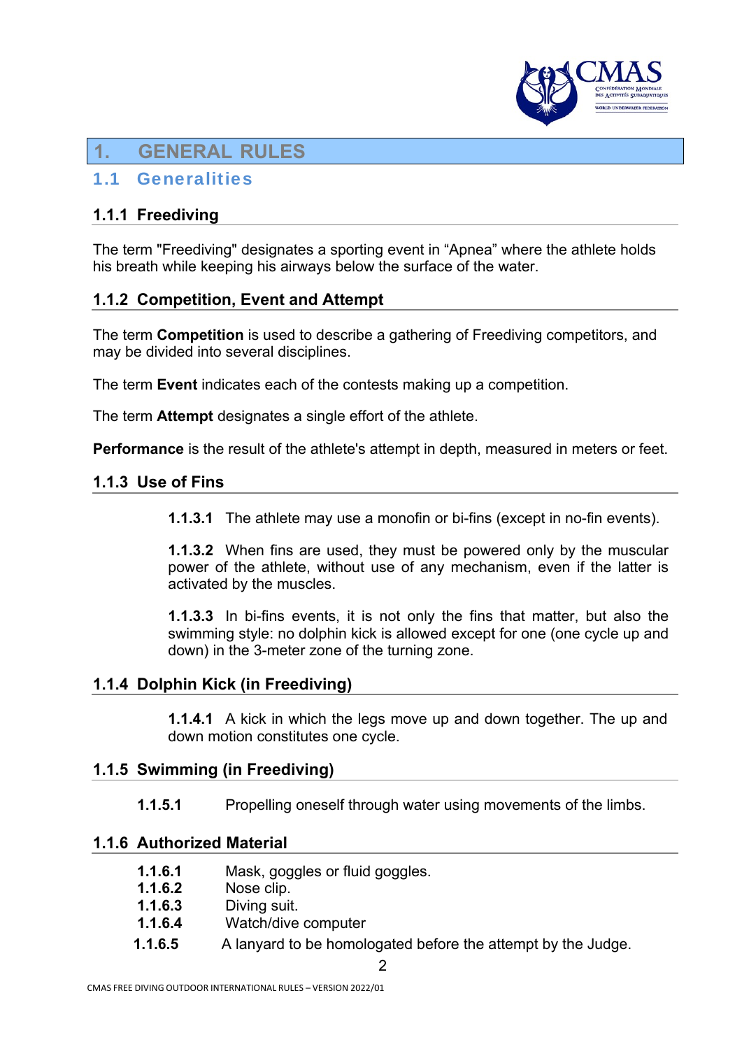# 1. GENERAL RULES

## 1.1 Generalities

### 1.1.1 Freediving

The term "Freediving" designates a sporting event in "Apnea" where the athlete holds his breath while keeping his airways below the surface of the water.

### 1.1.2 Competition, Event and Attempt

The term **Competition** is used to describe a gathering of Freediving competitors, and may be divided into several disciplines.

The term **Event** indicates each of the contests making up a competition.

The term **Attempt** designates a single effort of the athlete.

**Performance** is the result of the athlete's attempt in depth, measured in meters or feet.

### 1.1.3 Use of Fins

**1.1.3.1** The athlete may use a monofin or bi-fins (except in no-fin events).

**1.1.3.2** When fins are used, they must be powered only by the muscular power of the athlete, without use of any mechanism, even if the latter is activated by the muscles.

**1.1.3.3** In bi-fins events, it is not only the fins that matter, but also the swimming style: no dolphin kick is allowed except for one (one cycle up and down) in the 3-meter zone of the turning zone.

### 1.1.4 Dolphin Kick (in Freediving)

**1.1.4.1** A kick in which the legs move up and down together. The up and down motion constitutes one cycle.

### 1.1.5 Swimming (in Freediving)

**1.1.5.1** Propelling oneself through water using movements of the limbs.

### 1.1.6 Authorized Material

**1.1.6.1** Mask, goggles or fluid goggles.
**1.1.6.2** Nose clip.
**1.1.6.3** Diving suit.
**1.1.6.4** Watch/dive computer
**1.1.6.5** A lanyard to be homologated before the attempt by the Judge.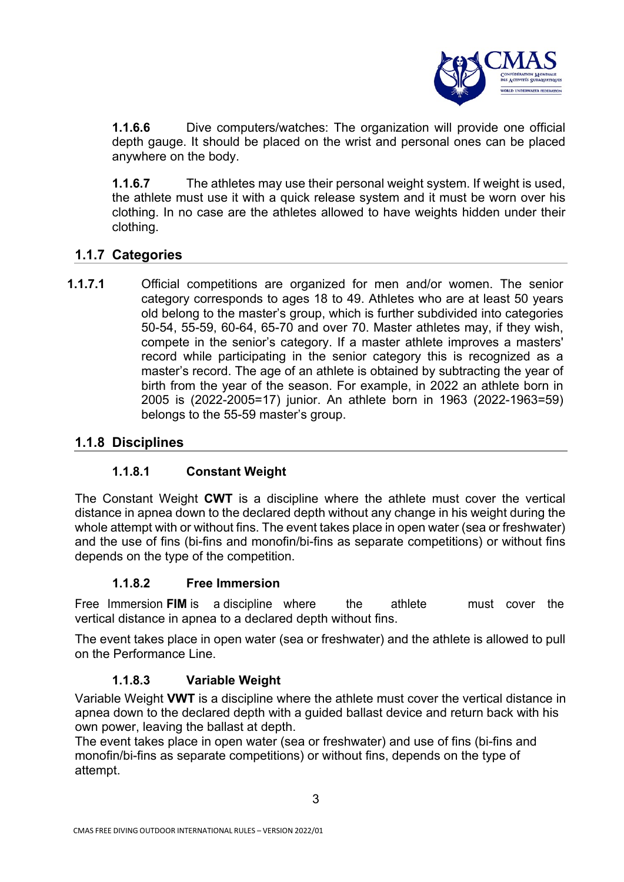**1.1.6.6** Dive computers/watches: The organization will provide one official depth gauge. It should be placed on the wrist and personal ones can be placed anywhere on the body.

**1.1.6.7** The athletes may use their personal weight system. If weight is used, the athlete must use it with a quick release system and it must be worn over his clothing. In no case are the athletes allowed to have weights hidden under their clothing.

## 1.1.7 Categories

**1.1.7.1** Official competitions are organized for men and/or women. The senior category corresponds to ages 18 to 49. Athletes who are at least 50 years old belong to the master's group, which is further subdivided into categories 50-54, 55-59, 60-64, 65-70 and over 70. Master athletes may, if they wish, compete in the senior's category. If a master athlete improves a masters' record while participating in the senior category this is recognized as a master's record. The age of an athlete is obtained by subtracting the year of birth from the year of the season. For example, in 2022 an athlete born in 2005 is (2022-2005=17) junior. An athlete born in 1963 (2022-1963=59) belongs to the 55-59 master's group.

## 1.1.8 Disciplines

### 1.1.8.1 Constant Weight

The Constant Weight **CWT** is a discipline where the athlete must cover the vertical distance in apnea down to the declared depth without any change in his weight during the whole attempt with or without fins. The event takes place in open water (sea or freshwater) and the use of fins (bi-fins and monofin/bi-fins as separate competitions) or without fins depends on the type of the competition.

### 1.1.8.2 Free Immersion

Free Immersion **FIM** is a discipline where the athlete must cover the vertical distance in apnea to a declared depth without fins.

The event takes place in open water (sea or freshwater) and the athlete is allowed to pull on the Performance Line.

### 1.1.8.3 Variable Weight

Variable Weight **VWT** is a discipline where the athlete must cover the vertical distance in apnea down to the declared depth with a guided ballast device and return back with his own power, leaving the ballast at depth.
The event takes place in open water (sea or freshwater) and use of fins (bi-fins and monofin/bi-fins as separate competitions) or without fins, depends on the type of attempt.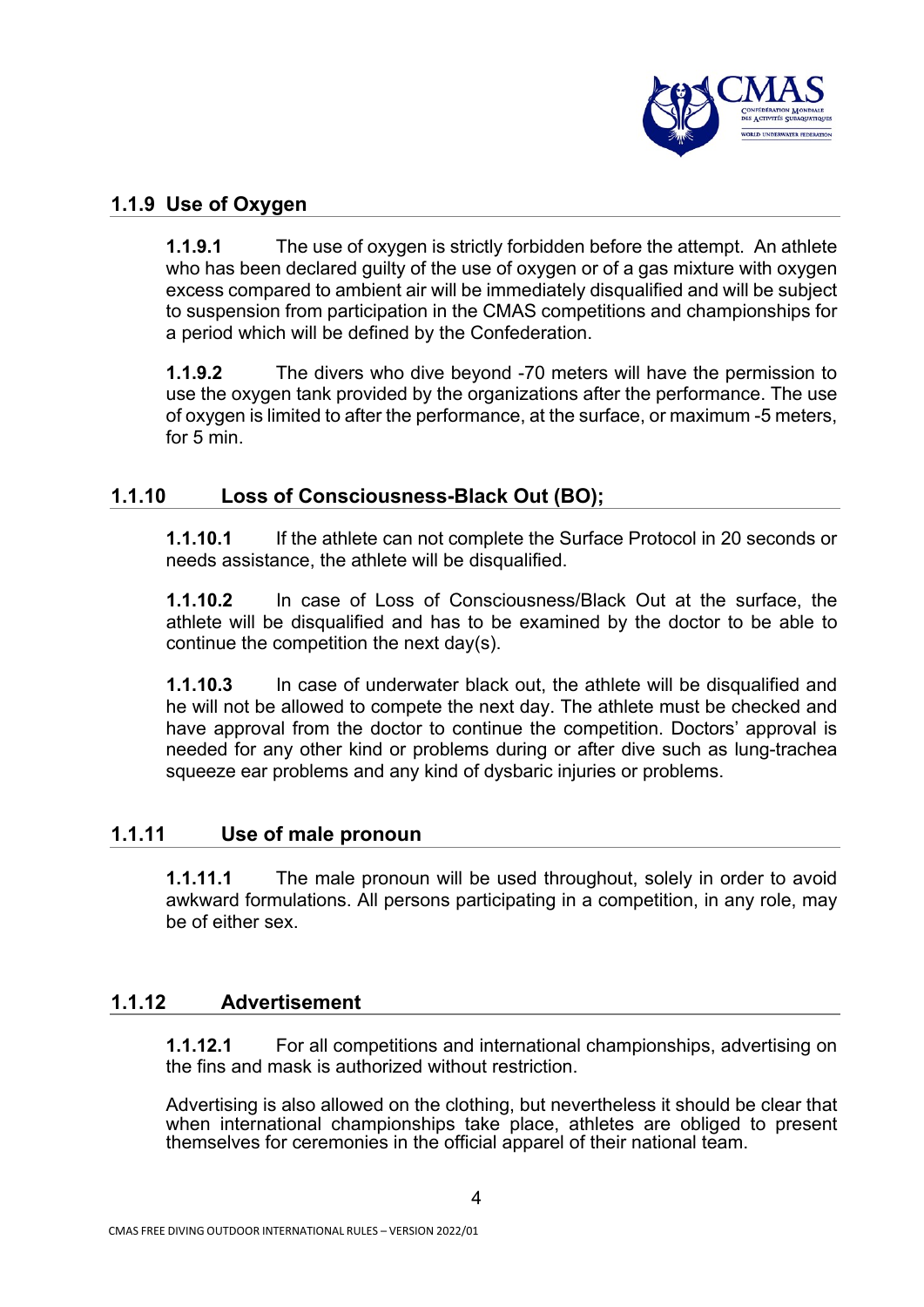## 1.1.9 Use of Oxygen

**1.1.9.1** The use of oxygen is strictly forbidden before the attempt. An athlete who has been declared guilty of the use of oxygen or of a gas mixture with oxygen excess compared to ambient air will be immediately disqualified and will be subject to suspension from participation in the CMAS competitions and championships for a period which will be defined by the Confederation.

**1.1.9.2** The divers who dive beyond -70 meters will have the permission to use the oxygen tank provided by the organizations after the performance. The use of oxygen is limited to after the performance, at the surface, or maximum -5 meters, for 5 min.

## 1.1.10 Loss of Consciousness-Black Out (BO);

**1.1.10.1** If the athlete can not complete the Surface Protocol in 20 seconds or needs assistance, the athlete will be disqualified.

**1.1.10.2** In case of Loss of Consciousness/Black Out at the surface, the athlete will be disqualified and has to be examined by the doctor to be able to continue the competition the next day(s).

**1.1.10.3** In case of underwater black out, the athlete will be disqualified and he will not be allowed to compete the next day. The athlete must be checked and have approval from the doctor to continue the competition. Doctors' approval is needed for any other kind or problems during or after dive such as lung-trachea squeeze ear problems and any kind of dysbaric injuries or problems.

## 1.1.11 Use of male pronoun

**1.1.11.1** The male pronoun will be used throughout, solely in order to avoid awkward formulations. All persons participating in a competition, in any role, may be of either sex.

## 1.1.12 Advertisement

**1.1.12.1** For all competitions and international championships, advertising on the fins and mask is authorized without restriction.

Advertising is also allowed on the clothing, but nevertheless it should be clear that when international championships take place, athletes are obliged to present themselves for ceremonies in the official apparel of their national team.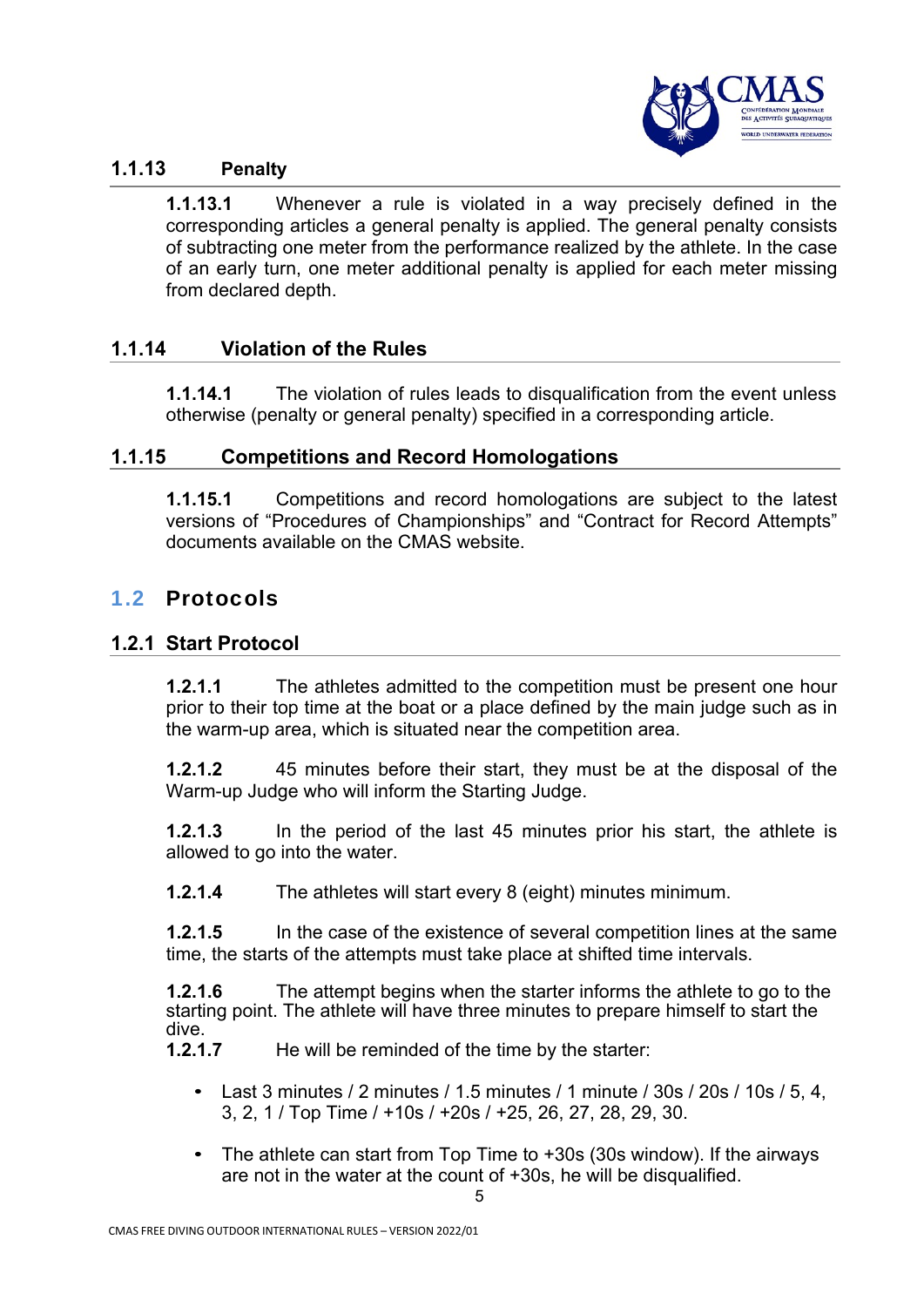### 1.1.13 Penalty

**1.1.13.1** Whenever a rule is violated in a way precisely defined in the corresponding articles a general penalty is applied. The general penalty consists of subtracting one meter from the performance realized by the athlete. In the case of an early turn, one meter additional penalty is applied for each meter missing from declared depth.

### 1.1.14 Violation of the Rules

**1.1.14.1** The violation of rules leads to disqualification from the event unless otherwise (penalty or general penalty) specified in a corresponding article.

### 1.1.15 Competitions and Record Homologations

**1.1.15.1** Competitions and record homologations are subject to the latest versions of "Procedures of Championships" and "Contract for Record Attempts" documents available on the CMAS website.

## 1.2 Protocols

### 1.2.1 Start Protocol

**1.2.1.1** The athletes admitted to the competition must be present one hour prior to their top time at the boat or a place defined by the main judge such as in the warm-up area, which is situated near the competition area.

**1.2.1.2** 45 minutes before their start, they must be at the disposal of the Warm-up Judge who will inform the Starting Judge.

**1.2.1.3** In the period of the last 45 minutes prior his start, the athlete is allowed to go into the water.

**1.2.1.4** The athletes will start every 8 (eight) minutes minimum.

**1.2.1.5** In the case of the existence of several competition lines at the same time, the starts of the attempts must take place at shifted time intervals.

**1.2.1.6** The attempt begins when the starter informs the athlete to go to the starting point. The athlete will have three minutes to prepare himself to start the dive.

**1.2.1.7** He will be reminded of the time by the starter:

- Last 3 minutes / 2 minutes / 1.5 minutes / 1 minute / 30s / 20s / 10s / 5, 4, 3, 2, 1 / Top Time / +10s / +20s / +25, 26, 27, 28, 29, 30.
- The athlete can start from Top Time to +30s (30s window). If the airways are not in the water at the count of +30s, he will be disqualified.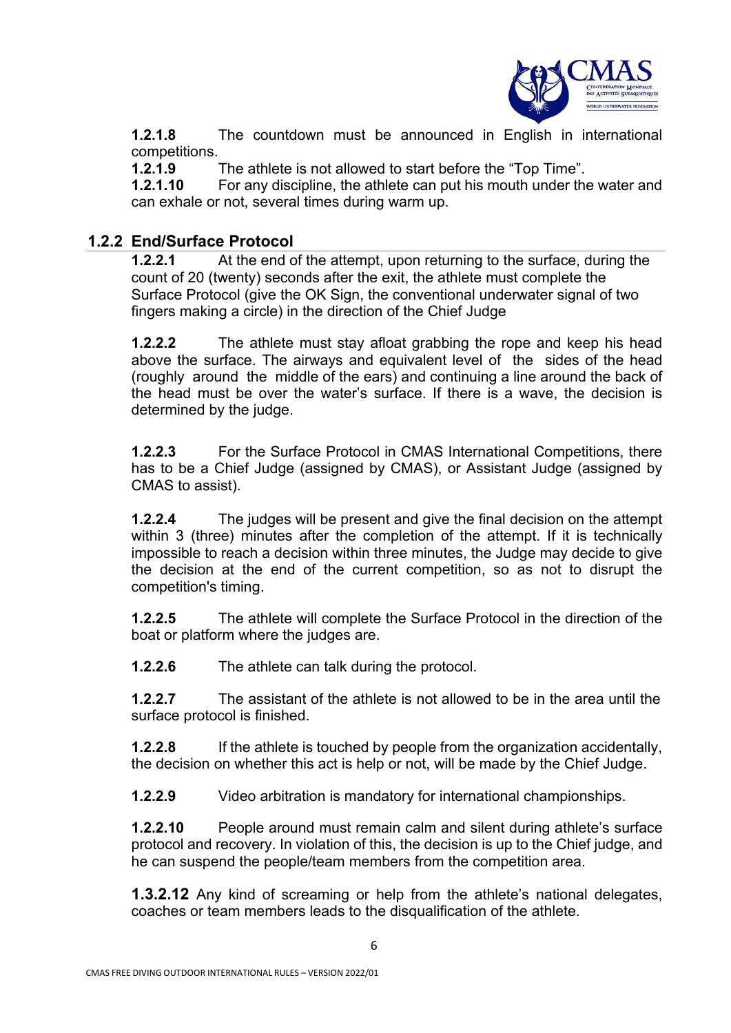**1.2.1.8** The countdown must be announced in English in international competitions.

**1.2.1.9** The athlete is not allowed to start before the "Top Time".

**1.2.1.10** For any discipline, the athlete can put his mouth under the water and can exhale or not, several times during warm up.

## 1.2.2 End/Surface Protocol

**1.2.2.1** At the end of the attempt, upon returning to the surface, during the count of 20 (twenty) seconds after the exit, the athlete must complete the Surface Protocol (give the OK Sign, the conventional underwater signal of two fingers making a circle) in the direction of the Chief Judge

**1.2.2.2** The athlete must stay afloat grabbing the rope and keep his head above the surface. The airways and equivalent level of the sides of the head (roughly around the middle of the ears) and continuing a line around the back of the head must be over the water's surface. If there is a wave, the decision is determined by the judge.

**1.2.2.3** For the Surface Protocol in CMAS International Competitions, there has to be a Chief Judge (assigned by CMAS), or Assistant Judge (assigned by CMAS to assist).

**1.2.2.4** The judges will be present and give the final decision on the attempt within 3 (three) minutes after the completion of the attempt. If it is technically impossible to reach a decision within three minutes, the Judge may decide to give the decision at the end of the current competition, so as not to disrupt the competition's timing.

**1.2.2.5** The athlete will complete the Surface Protocol in the direction of the boat or platform where the judges are.

**1.2.2.6** The athlete can talk during the protocol.

**1.2.2.7** The assistant of the athlete is not allowed to be in the area until the surface protocol is finished.

**1.2.2.8** If the athlete is touched by people from the organization accidentally, the decision on whether this act is help or not, will be made by the Chief Judge.

**1.2.2.9** Video arbitration is mandatory for international championships.

**1.2.2.10** People around must remain calm and silent during athlete's surface protocol and recovery. In violation of this, the decision is up to the Chief judge, and he can suspend the people/team members from the competition area.

**1.3.2.12** Any kind of screaming or help from the athlete's national delegates, coaches or team members leads to the disqualification of the athlete.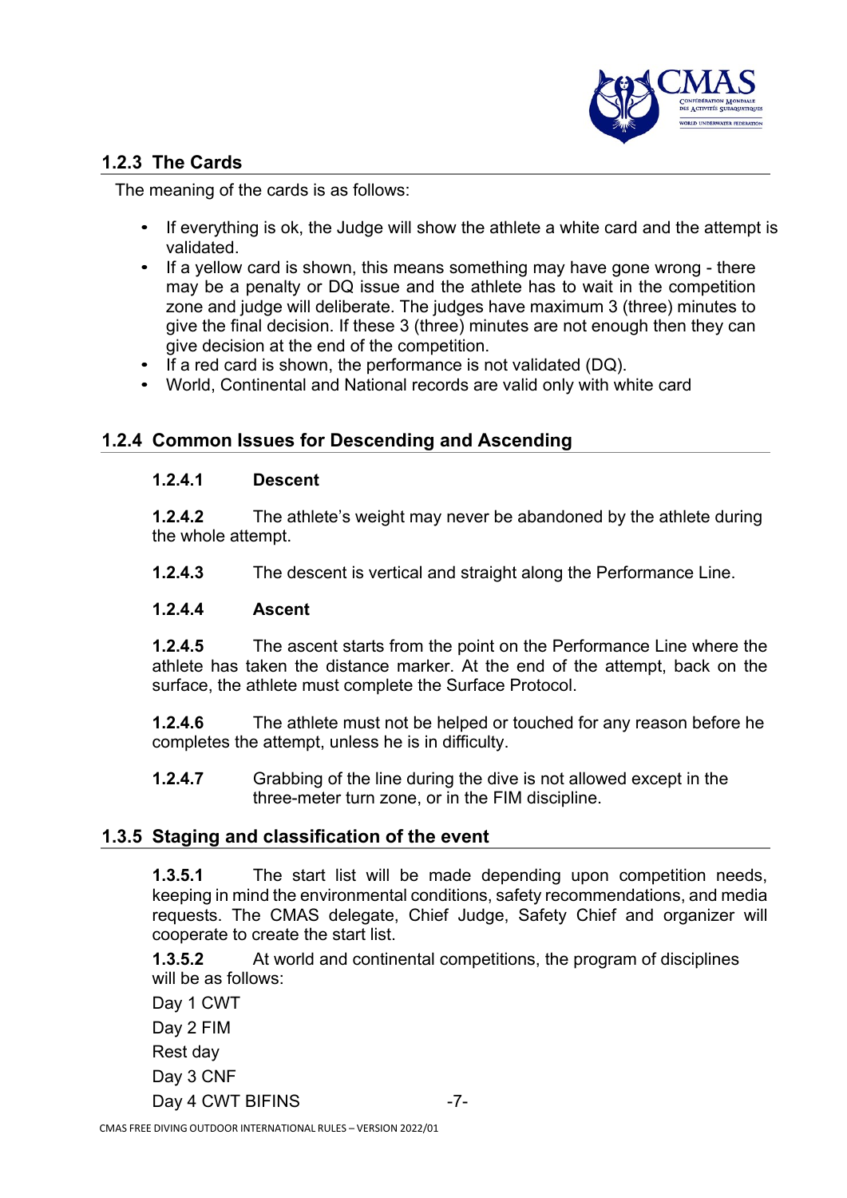## 1.2.3 The Cards

The meaning of the cards is as follows:

- If everything is ok, the Judge will show the athlete a white card and the attempt is validated.
- If a yellow card is shown, this means something may have gone wrong - there may be a penalty or DQ issue and the athlete has to wait in the competition zone and judge will deliberate. The judges have maximum 3 (three) minutes to give the final decision. If these 3 (three) minutes are not enough then they can give decision at the end of the competition.
- If a red card is shown, the performance is not validated (DQ).
- World, Continental and National records are valid only with white card

## 1.2.4 Common Issues for Descending and Ascending

**1.2.4.1 Descent**

**1.2.4.2** The athlete's weight may never be abandoned by the athlete during the whole attempt.

**1.2.4.3** The descent is vertical and straight along the Performance Line.

**1.2.4.4 Ascent**

**1.2.4.5** The ascent starts from the point on the Performance Line where the athlete has taken the distance marker. At the end of the attempt, back on the surface, the athlete must complete the Surface Protocol.

**1.2.4.6** The athlete must not be helped or touched for any reason before he completes the attempt, unless he is in difficulty.

**1.2.4.7** Grabbing of the line during the dive is not allowed except in the three-meter turn zone, or in the FIM discipline.

## 1.3.5 Staging and classification of the event

**1.3.5.1** The start list will be made depending upon competition needs, keeping in mind the environmental conditions, safety recommendations, and media requests. The CMAS delegate, Chief Judge, Safety Chief and organizer will cooperate to create the start list.

**1.3.5.2** At world and continental competitions, the program of disciplines will be as follows:

Day 1 CWT

Day 2 FIM

Rest day

Day 3 CNF

Day 4 CWT BIFINS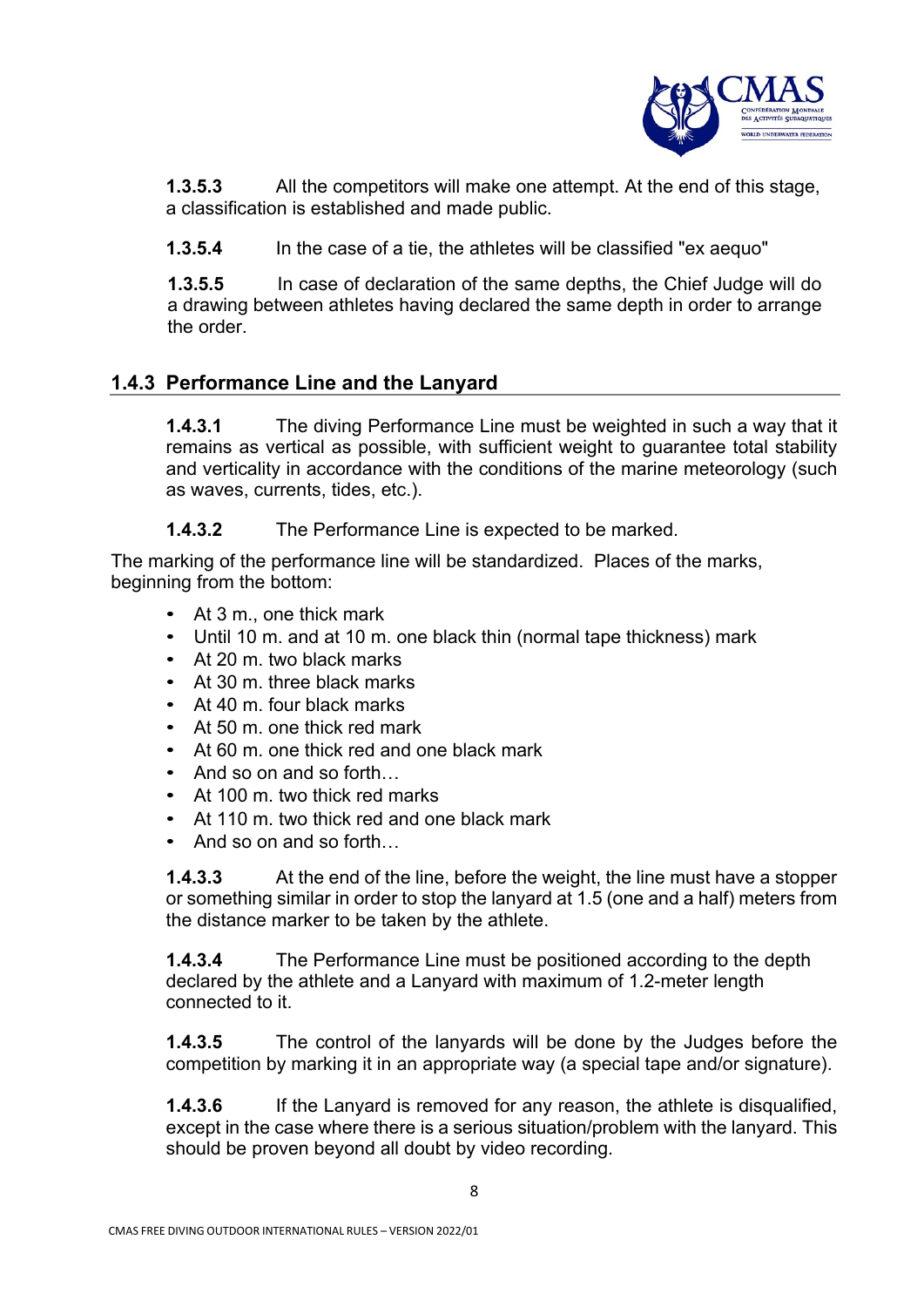**1.3.5.3** All the competitors will make one attempt. At the end of this stage, a classification is established and made public.

**1.3.5.4** In the case of a tie, the athletes will be classified "ex aequo"

**1.3.5.5** In case of declaration of the same depths, the Chief Judge will do a drawing between athletes having declared the same depth in order to arrange the order.

## 1.4.3 Performance Line and the Lanyard

**1.4.3.1** The diving Performance Line must be weighted in such a way that it remains as vertical as possible, with sufficient weight to guarantee total stability and verticality in accordance with the conditions of the marine meteorology (such as waves, currents, tides, etc.).

**1.4.3.2** The Performance Line is expected to be marked.

The marking of the performance line will be standardized. Places of the marks, beginning from the bottom:

- At 3 m., one thick mark
- Until 10 m. and at 10 m. one black thin (normal tape thickness) mark
- At 20 m. two black marks
- At 30 m. three black marks
- At 40 m. four black marks
- At 50 m. one thick red mark
- At 60 m. one thick red and one black mark
- And so on and so forth…
- At 100 m. two thick red marks
- At 110 m. two thick red and one black mark
- And so on and so forth…

**1.4.3.3** At the end of the line, before the weight, the line must have a stopper or something similar in order to stop the lanyard at 1.5 (one and a half) meters from the distance marker to be taken by the athlete.

**1.4.3.4** The Performance Line must be positioned according to the depth declared by the athlete and a Lanyard with maximum of 1.2-meter length connected to it.

**1.4.3.5** The control of the lanyards will be done by the Judges before the competition by marking it in an appropriate way (a special tape and/or signature).

**1.4.3.6** If the Lanyard is removed for any reason, the athlete is disqualified, except in the case where there is a serious situation/problem with the lanyard. This should be proven beyond all doubt by video recording.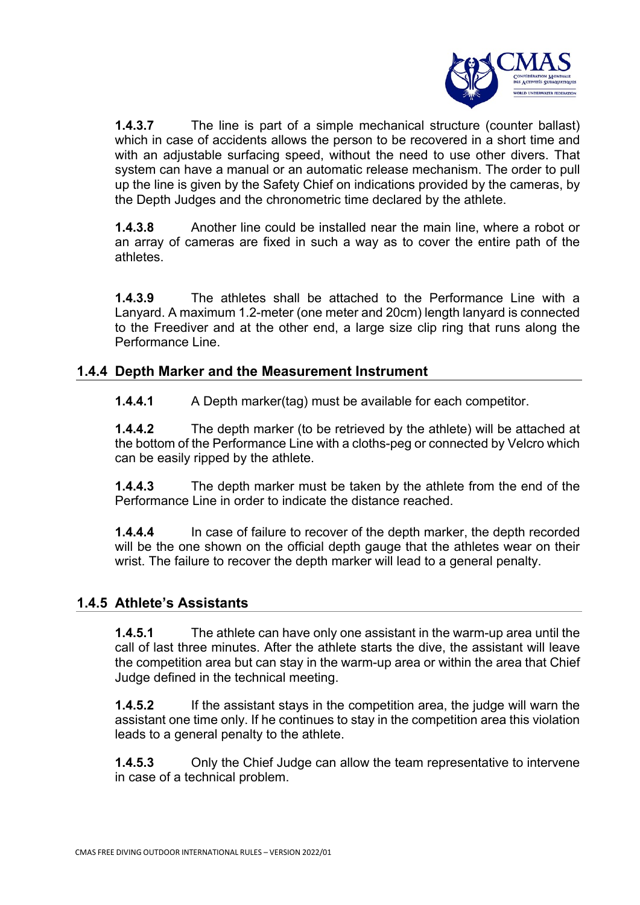**1.4.3.7** The line is part of a simple mechanical structure (counter ballast) which in case of accidents allows the person to be recovered in a short time and with an adjustable surfacing speed, without the need to use other divers. That system can have a manual or an automatic release mechanism. The order to pull up the line is given by the Safety Chief on indications provided by the cameras, by the Depth Judges and the chronometric time declared by the athlete.

**1.4.3.8** Another line could be installed near the main line, where a robot or an array of cameras are fixed in such a way as to cover the entire path of the athletes.

**1.4.3.9** The athletes shall be attached to the Performance Line with a Lanyard. A maximum 1.2-meter (one meter and 20cm) length lanyard is connected to the Freediver and at the other end, a large size clip ring that runs along the Performance Line.

### 1.4.4 Depth Marker and the Measurement Instrument

**1.4.4.1** A Depth marker(tag) must be available for each competitor.

**1.4.4.2** The depth marker (to be retrieved by the athlete) will be attached at the bottom of the Performance Line with a cloths-peg or connected by Velcro which can be easily ripped by the athlete.

**1.4.4.3** The depth marker must be taken by the athlete from the end of the Performance Line in order to indicate the distance reached.

**1.4.4.4** In case of failure to recover of the depth marker, the depth recorded will be the one shown on the official depth gauge that the athletes wear on their wrist. The failure to recover the depth marker will lead to a general penalty.

### 1.4.5 Athlete's Assistants

**1.4.5.1** The athlete can have only one assistant in the warm-up area until the call of last three minutes. After the athlete starts the dive, the assistant will leave the competition area but can stay in the warm-up area or within the area that Chief Judge defined in the technical meeting.

**1.4.5.2** If the assistant stays in the competition area, the judge will warn the assistant one time only. If he continues to stay in the competition area this violation leads to a general penalty to the athlete.

**1.4.5.3** Only the Chief Judge can allow the team representative to intervene in case of a technical problem.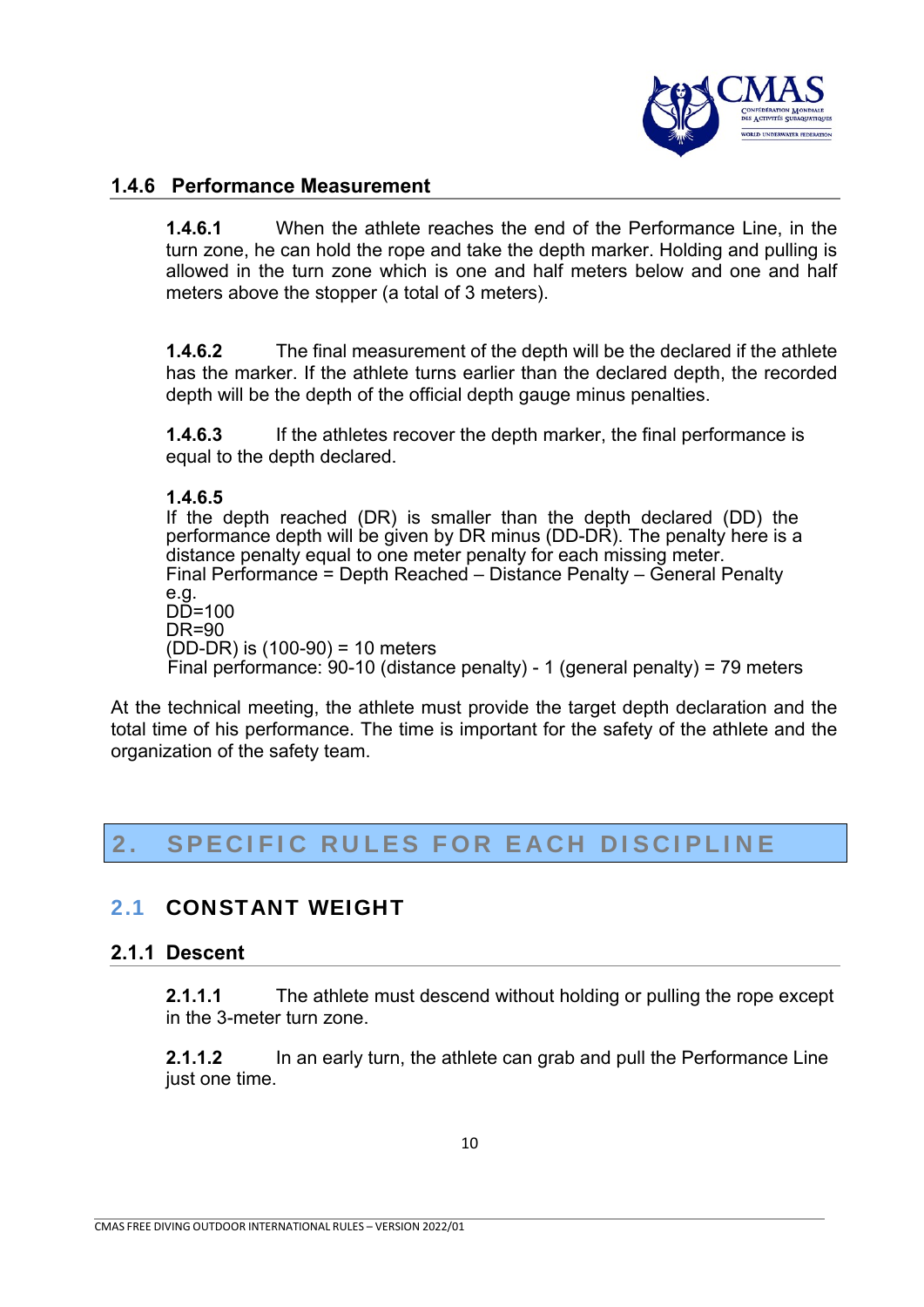### 1.4.6 Performance Measurement

**1.4.6.1** When the athlete reaches the end of the Performance Line, in the turn zone, he can hold the rope and take the depth marker. Holding and pulling is allowed in the turn zone which is one and half meters below and one and half meters above the stopper (a total of 3 meters).

**1.4.6.2** The final measurement of the depth will be the declared if the athlete has the marker. If the athlete turns earlier than the declared depth, the recorded depth will be the depth of the official depth gauge minus penalties.

**1.4.6.3** If the athletes recover the depth marker, the final performance is equal to the depth declared.

**1.4.6.5**
If the depth reached (DR) is smaller than the depth declared (DD) the performance depth will be given by DR minus (DD-DR). The penalty here is a distance penalty equal to one meter penalty for each missing meter.
Final Performance = Depth Reached – Distance Penalty – General Penalty
e.g.
DD=100
DR=90
(DD-DR) is (100-90) = 10 meters
Final performance: 90-10 (distance penalty) - 1 (general penalty) = 79 meters

At the technical meeting, the athlete must provide the target depth declaration and the total time of his performance. The time is important for the safety of the athlete and the organization of the safety team.

# 2. SPECIFIC RULES FOR EACH DISCIPLINE

## 2.1 CONSTANT WEIGHT

### 2.1.1 Descent

**2.1.1.1** The athlete must descend without holding or pulling the rope except in the 3-meter turn zone.

**2.1.1.2** In an early turn, the athlete can grab and pull the Performance Line just one time.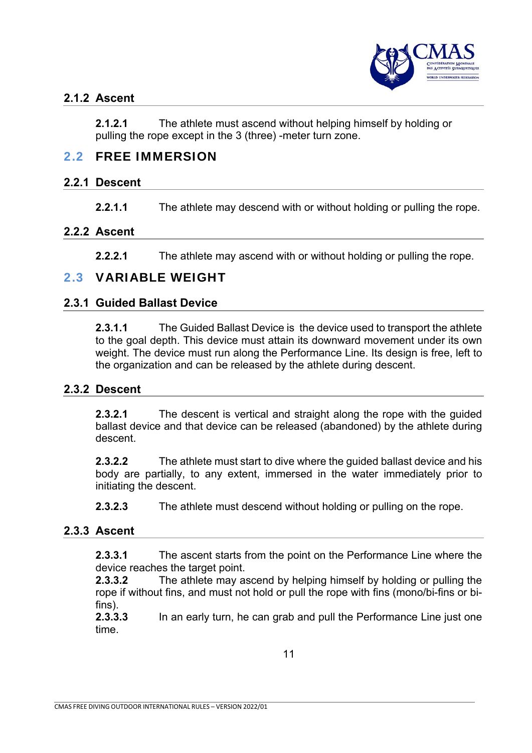### 2.1.2 Ascent

**2.1.2.1** The athlete must ascend without helping himself by holding or pulling the rope except in the 3 (three) -meter turn zone.

## 2.2 FREE IMMERSION

### 2.2.1 Descent

**2.2.1.1** The athlete may descend with or without holding or pulling the rope.

### 2.2.2 Ascent

**2.2.2.1** The athlete may ascend with or without holding or pulling the rope.

## 2.3 VARIABLE WEIGHT

### 2.3.1 Guided Ballast Device

**2.3.1.1** The Guided Ballast Device is the device used to transport the athlete to the goal depth. This device must attain its downward movement under its own weight. The device must run along the Performance Line. Its design is free, left to the organization and can be released by the athlete during descent.

### 2.3.2 Descent

**2.3.2.1** The descent is vertical and straight along the rope with the guided ballast device and that device can be released (abandoned) by the athlete during descent.

**2.3.2.2** The athlete must start to dive where the guided ballast device and his body are partially, to any extent, immersed in the water immediately prior to initiating the descent.

**2.3.2.3** The athlete must descend without holding or pulling on the rope.

### 2.3.3 Ascent

**2.3.3.1** The ascent starts from the point on the Performance Line where the device reaches the target point.

**2.3.3.2** The athlete may ascend by helping himself by holding or pulling the rope if without fins, and must not hold or pull the rope with fins (mono/bi-fins or bi-fins).

**2.3.3.3** In an early turn, he can grab and pull the Performance Line just one time.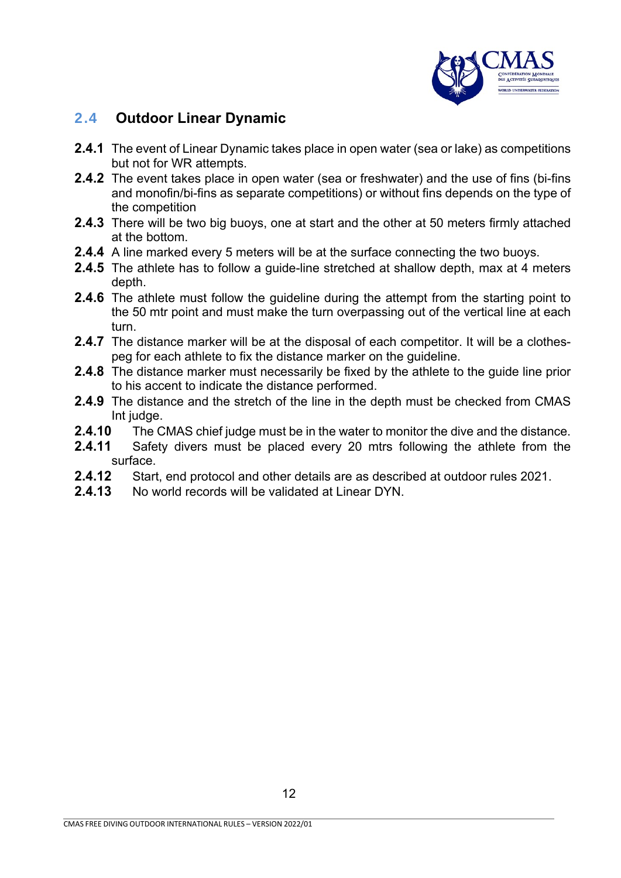## 2.4 Outdoor Linear Dynamic

**2.4.1** The event of Linear Dynamic takes place in open water (sea or lake) as competitions but not for WR attempts.

**2.4.2** The event takes place in open water (sea or freshwater) and the use of fins (bi-fins and monofin/bi-fins as separate competitions) or without fins depends on the type of the competition

**2.4.3** There will be two big buoys, one at start and the other at 50 meters firmly attached at the bottom.

**2.4.4** A line marked every 5 meters will be at the surface connecting the two buoys.

**2.4.5** The athlete has to follow a guide-line stretched at shallow depth, max at 4 meters depth.

**2.4.6** The athlete must follow the guideline during the attempt from the starting point to the 50 mtr point and must make the turn overpassing out of the vertical line at each turn.

**2.4.7** The distance marker will be at the disposal of each competitor. It will be a clothes-peg for each athlete to fix the distance marker on the guideline.

**2.4.8** The distance marker must necessarily be fixed by the athlete to the guide line prior to his accent to indicate the distance performed.

**2.4.9** The distance and the stretch of the line in the depth must be checked from CMAS Int judge.

**2.4.10** The CMAS chief judge must be in the water to monitor the dive and the distance.

**2.4.11** Safety divers must be placed every 20 mtrs following the athlete from the surface.

**2.4.12** Start, end protocol and other details are as described at outdoor rules 2021.

**2.4.13** No world records will be validated at Linear DYN.